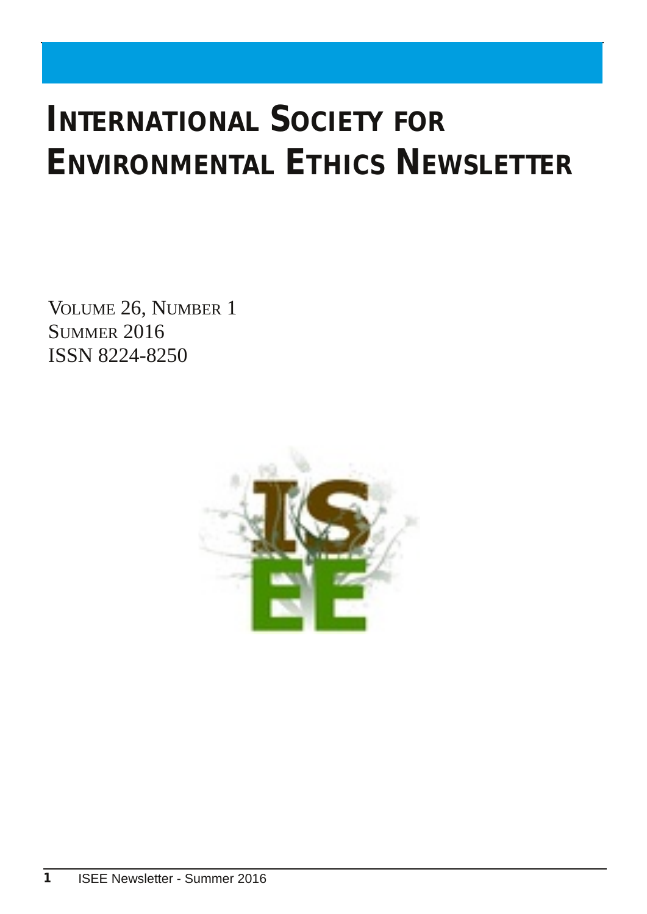# International Society for Environmental Ethics Newsletter

Volume 26, Number 1
Summer 2016
ISSN 8224-8250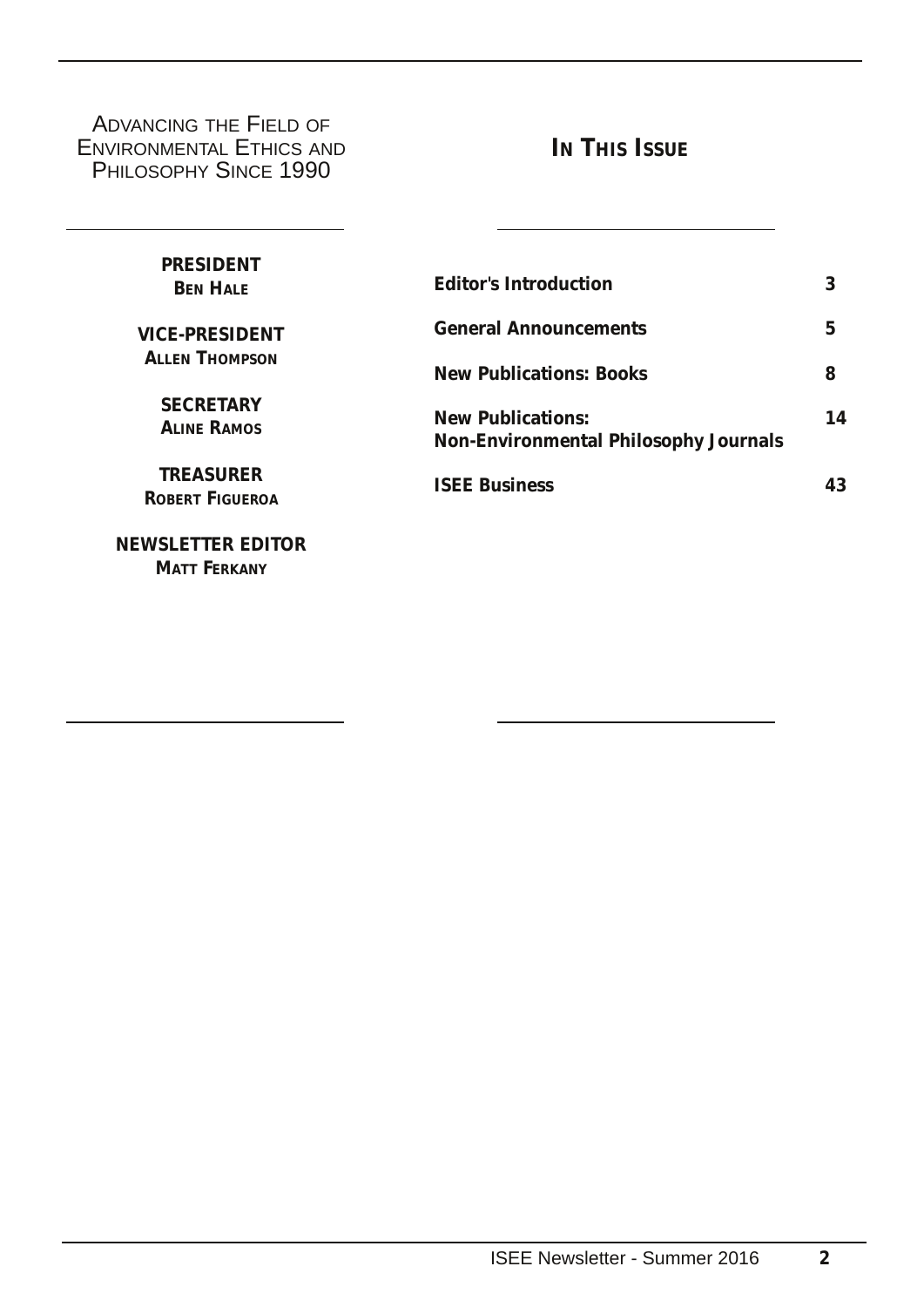Advancing the Field of Environmental Ethics and Philosophy Since 1990

**PRESIDENT**
**Ben Hale**

**VICE-PRESIDENT**
**Allen Thompson**

**SECRETARY**
**Aline Ramos**

**TREASURER**
**Robert Figueroa**

**NEWSLETTER EDITOR**
**Matt Ferkany**

## In This Issue

| | |
|---|---|
| **Editor's Introduction** | **3** |
| **General Announcements** | **5** |
| **New Publications: Books** | **8** |
| **New Publications: Non-Environmental Philosophy Journals** | **14** |
| **ISEE Business** | **43** |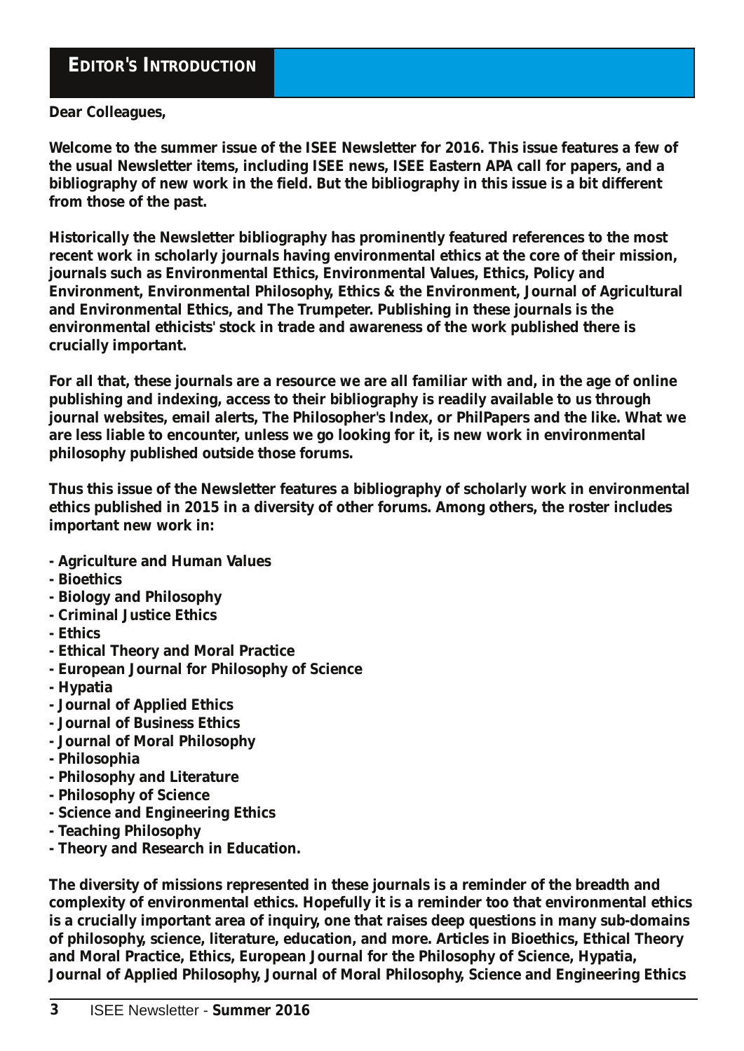## EDITOR'S INTRODUCTION

**Dear Colleagues,**

**Welcome to the summer issue of the ISEE Newsletter for 2016. This issue features a few of the usual Newsletter items, including ISEE news, ISEE Eastern APA call for papers, and a bibliography of new work in the field. But the bibliography in this issue is a bit different from those of the past.**

**Historically the Newsletter bibliography has prominently featured references to the most recent work in scholarly journals having environmental ethics at the core of their mission, journals such as Environmental Ethics, Environmental Values, Ethics, Policy and Environment, Environmental Philosophy, Ethics & the Environment, Journal of Agricultural and Environmental Ethics, and The Trumpeter. Publishing in these journals is the environmental ethicists' stock in trade and awareness of the work published there is crucially important.**

**For all that, these journals are a resource we are all familiar with and, in the age of online publishing and indexing, access to their bibliography is readily available to us through journal websites, email alerts, The Philosopher's Index, or PhilPapers and the like. What we are less liable to encounter, unless we go looking for it, is new work in environmental philosophy published outside those forums.**

**Thus this issue of the Newsletter features a bibliography of scholarly work in environmental ethics published in 2015 in a diversity of other forums. Among others, the roster includes important new work in:**

- **Agriculture and Human Values**
- **Bioethics**
- **Biology and Philosophy**
- **Criminal Justice Ethics**
- **Ethics**
- **Ethical Theory and Moral Practice**
- **European Journal for Philosophy of Science**
- **Hypatia**
- **Journal of Applied Ethics**
- **Journal of Business Ethics**
- **Journal of Moral Philosophy**
- **Philosophia**
- **Philosophy and Literature**
- **Philosophy of Science**
- **Science and Engineering Ethics**
- **Teaching Philosophy**
- **Theory and Research in Education.**

**The diversity of missions represented in these journals is a reminder of the breadth and complexity of environmental ethics. Hopefully it is a reminder too that environmental ethics is a crucially important area of inquiry, one that raises deep questions in many sub-domains of philosophy, science, literature, education, and more. Articles in Bioethics, Ethical Theory and Moral Practice, Ethics, European Journal for the Philosophy of Science, Hypatia, Journal of Applied Philosophy, Journal of Moral Philosophy, Science and Engineering Ethics**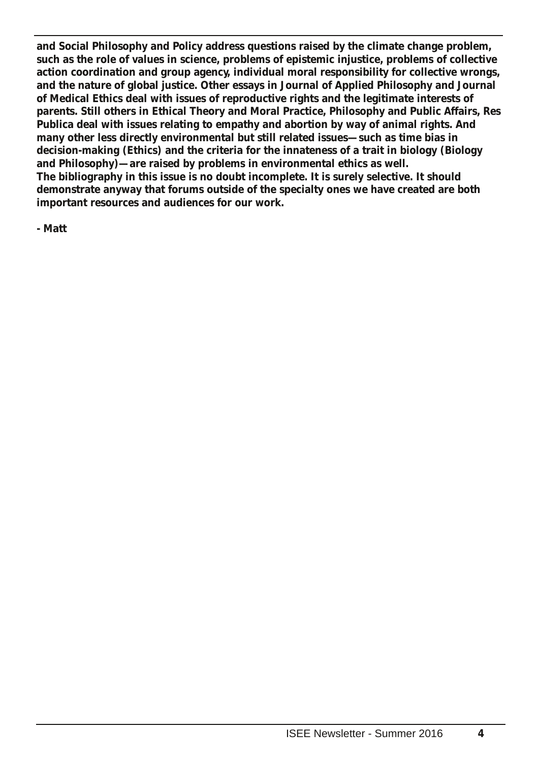**and Social Philosophy and Policy address questions raised by the climate change problem, such as the role of values in science, problems of epistemic injustice, problems of collective action coordination and group agency, individual moral responsibility for collective wrongs, and the nature of global justice. Other essays in Journal of Applied Philosophy and Journal of Medical Ethics deal with issues of reproductive rights and the legitimate interests of parents. Still others in Ethical Theory and Moral Practice, Philosophy and Public Affairs, Res Publica deal with issues relating to empathy and abortion by way of animal rights. And many other less directly environmental but still related issues—such as time bias in decision-making (Ethics) and the criteria for the innateness of a trait in biology (Biology and Philosophy)—are raised by problems in environmental ethics as well.**

**The bibliography in this issue is no doubt incomplete. It is surely selective. It should demonstrate anyway that forums outside of the specialty ones we have created are both important resources and audiences for our work.**

**- Matt**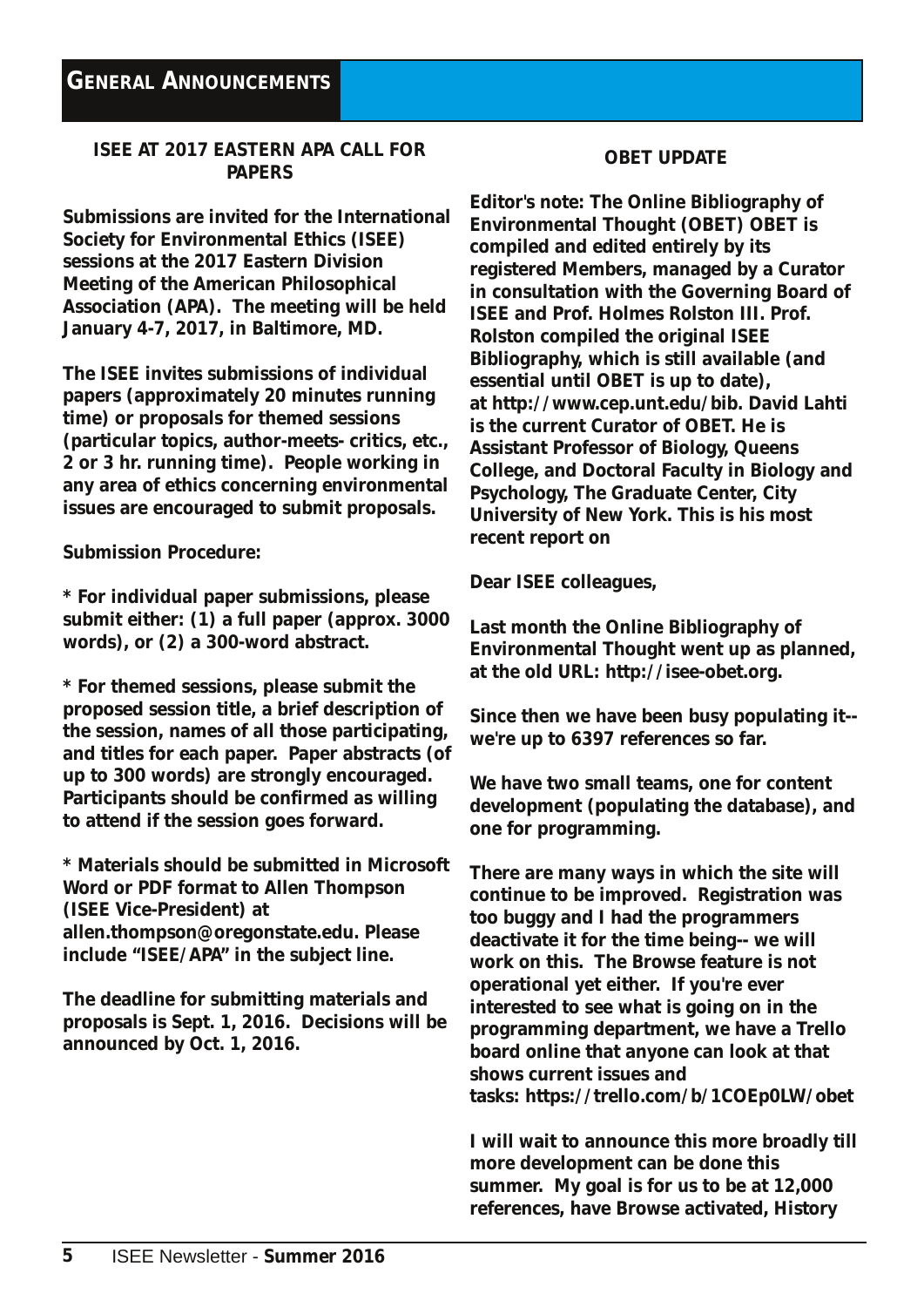# GENERAL ANNOUNCEMENTS

## ISEE AT 2017 EASTERN APA CALL FOR PAPERS

Submissions are invited for the International Society for Environmental Ethics (ISEE) sessions at the 2017 Eastern Division Meeting of the American Philosophical Association (APA). The meeting will be held January 4-7, 2017, in Baltimore, MD.

The ISEE invites submissions of individual papers (approximately 20 minutes running time) or proposals for themed sessions (particular topics, author-meets- critics, etc., 2 or 3 hr. running time). People working in any area of ethics concerning environmental issues are encouraged to submit proposals.

Submission Procedure:

* For individual paper submissions, please submit either: (1) a full paper (approx. 3000 words), or (2) a 300-word abstract.

* For themed sessions, please submit the proposed session title, a brief description of the session, names of all those participating, and titles for each paper. Paper abstracts (of up to 300 words) are strongly encouraged. Participants should be confirmed as willing to attend if the session goes forward.

* Materials should be submitted in Microsoft Word or PDF format to Allen Thompson (ISEE Vice-President) at allen.thompson@oregonstate.edu. Please include "ISEE/APA" in the subject line.

The deadline for submitting materials and proposals is Sept. 1, 2016. Decisions will be announced by Oct. 1, 2016.

## OBET UPDATE

Editor's note: The Online Bibliography of Environmental Thought (OBET) OBET is compiled and edited entirely by its registered Members, managed by a Curator in consultation with the Governing Board of ISEE and Prof. Holmes Rolston III. Prof. Rolston compiled the original ISEE Bibliography, which is still available (and essential until OBET is up to date), at http://www.cep.unt.edu/bib. David Lahti is the current Curator of OBET. He is Assistant Professor of Biology, Queens College, and Doctoral Faculty in Biology and Psychology, The Graduate Center, City University of New York. This is his most recent report on

Dear ISEE colleagues,

Last month the Online Bibliography of Environmental Thought went up as planned, at the old URL: http://isee-obet.org.

Since then we have been busy populating it--we're up to 6397 references so far.

We have two small teams, one for content development (populating the database), and one for programming.

There are many ways in which the site will continue to be improved. Registration was too buggy and I had the programmers deactivate it for the time being-- we will work on this. The Browse feature is not operational yet either. If you're ever interested to see what is going on in the programming department, we have a Trello board online that anyone can look at that shows current issues and tasks: https://trello.com/b/1COEp0LW/obet

I will wait to announce this more broadly till more development can be done this summer. My goal is for us to be at 12,000 references, have Browse activated, History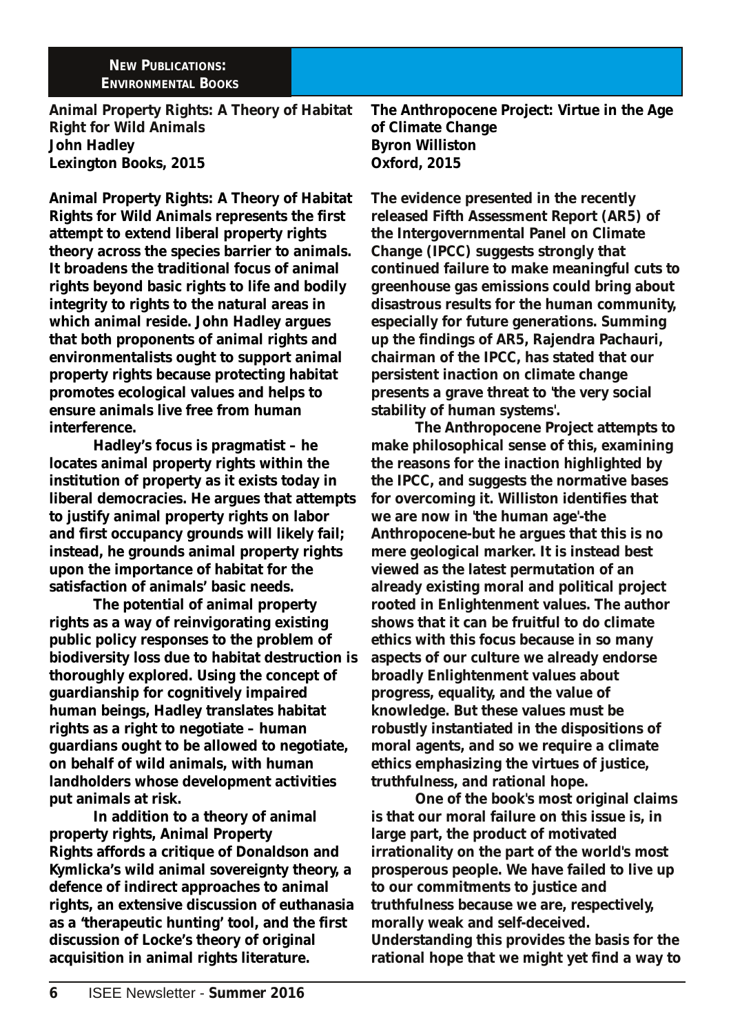## New Publications: Environmental Books

**Animal Property Rights: A Theory of Habitat Right for Wild Animals**
**John Hadley**
**Lexington Books, 2015**

Animal Property Rights: A Theory of Habitat Rights for Wild Animals represents the first attempt to extend liberal property rights theory across the species barrier to animals. It broadens the traditional focus of animal rights beyond basic rights to life and bodily integrity to rights to the natural areas in which animal reside. John Hadley argues that both proponents of animal rights and environmentalists ought to support animal property rights because protecting habitat promotes ecological values and helps to ensure animals live free from human interference.

Hadley's focus is pragmatist – he locates animal property rights within the institution of property as it exists today in liberal democracies. He argues that attempts to justify animal property rights on labor and first occupancy grounds will likely fail; instead, he grounds animal property rights upon the importance of habitat for the satisfaction of animals' basic needs.

The potential of animal property rights as a way of reinvigorating existing public policy responses to the problem of biodiversity loss due to habitat destruction is thoroughly explored. Using the concept of guardianship for cognitively impaired human beings, Hadley translates habitat rights as a right to negotiate – human guardians ought to be allowed to negotiate, on behalf of wild animals, with human landholders whose development activities put animals at risk.

In addition to a theory of animal property rights, Animal Property Rights affords a critique of Donaldson and Kymlicka's wild animal sovereignty theory, a defence of indirect approaches to animal rights, an extensive discussion of euthanasia as a 'therapeutic hunting' tool, and the first discussion of Locke's theory of original acquisition in animal rights literature.

**The Anthropocene Project: Virtue in the Age of Climate Change**
**Byron Williston**
**Oxford, 2015**

The evidence presented in the recently released Fifth Assessment Report (AR5) of the Intergovernmental Panel on Climate Change (IPCC) suggests strongly that continued failure to make meaningful cuts to greenhouse gas emissions could bring about disastrous results for the human community, especially for future generations. Summing up the findings of AR5, Rajendra Pachauri, chairman of the IPCC, has stated that our persistent inaction on climate change presents a grave threat to 'the very social stability of human systems'.

The Anthropocene Project attempts to make philosophical sense of this, examining the reasons for the inaction highlighted by the IPCC, and suggests the normative bases for overcoming it. Williston identifies that we are now in 'the human age'-the Anthropocene-but he argues that this is no mere geological marker. It is instead best viewed as the latest permutation of an already existing moral and political project rooted in Enlightenment values. The author shows that it can be fruitful to do climate ethics with this focus because in so many aspects of our culture we already endorse broadly Enlightenment values about progress, equality, and the value of knowledge. But these values must be robustly instantiated in the dispositions of moral agents, and so we require a climate ethics emphasizing the virtues of justice, truthfulness, and rational hope.

One of the book's most original claims is that our moral failure on this issue is, in large part, the product of motivated irrationality on the part of the world's most prosperous people. We have failed to live up to our commitments to justice and truthfulness because we are, respectively, morally weak and self-deceived. Understanding this provides the basis for the rational hope that we might yet find a way to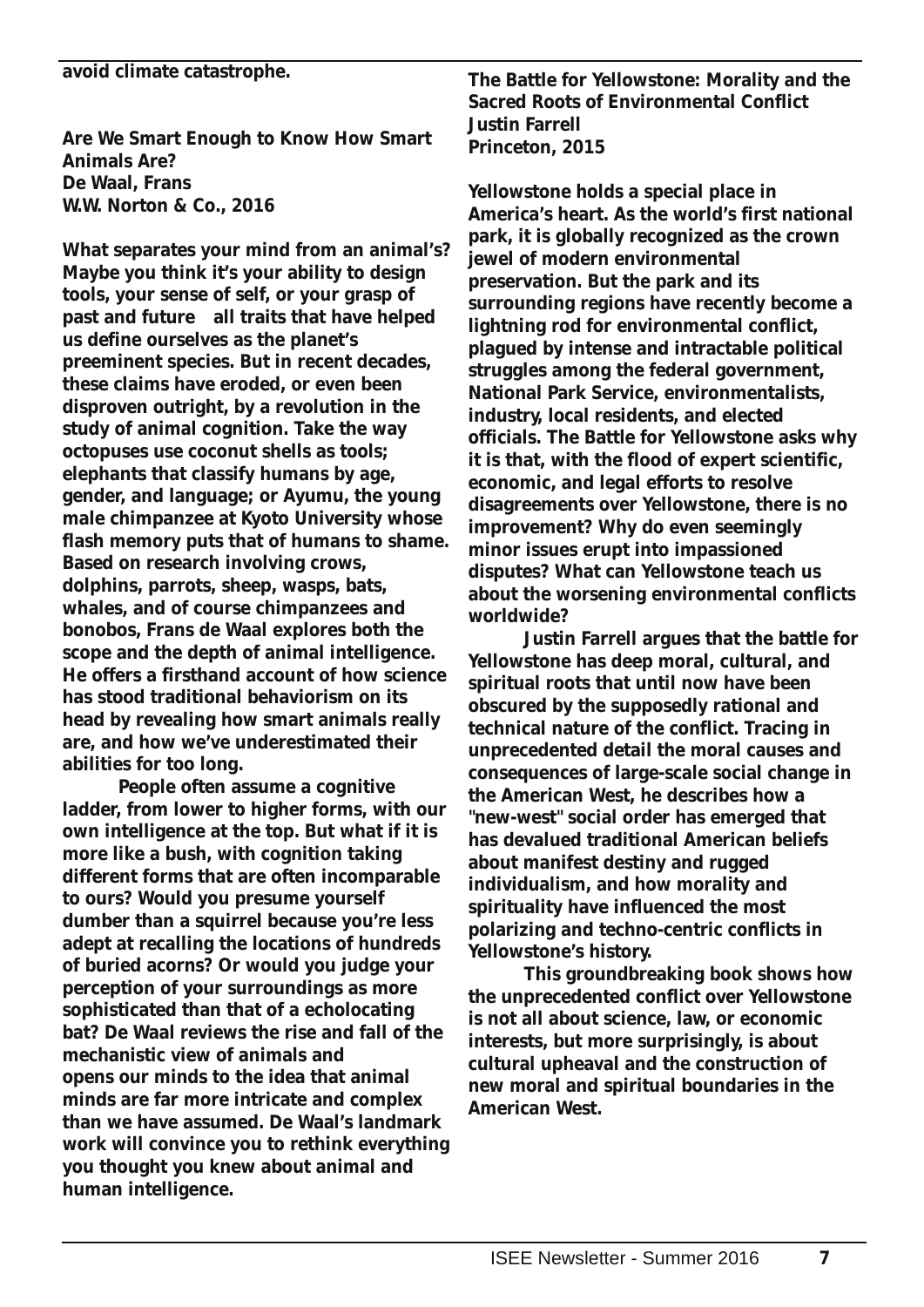avoid climate catastrophe.

**Are We Smart Enough to Know How Smart Animals Are?**
**De Waal, Frans**
**W.W. Norton & Co., 2016**

What separates your mind from an animal's? Maybe you think it's your ability to design tools, your sense of self, or your grasp of past and future all traits that have helped us define ourselves as the planet's preeminent species. But in recent decades, these claims have eroded, or even been disproven outright, by a revolution in the study of animal cognition. Take the way octopuses use coconut shells as tools; elephants that classify humans by age, gender, and language; or Ayumu, the young male chimpanzee at Kyoto University whose flash memory puts that of humans to shame. Based on research involving crows, dolphins, parrots, sheep, wasps, bats, whales, and of course chimpanzees and bonobos, Frans de Waal explores both the scope and the depth of animal intelligence. He offers a firsthand account of how science has stood traditional behaviorism on its head by revealing how smart animals really are, and how we've underestimated their abilities for too long.

People often assume a cognitive ladder, from lower to higher forms, with our own intelligence at the top. But what if it is more like a bush, with cognition taking different forms that are often incomparable to ours? Would you presume yourself dumber than a squirrel because you're less adept at recalling the locations of hundreds of buried acorns? Or would you judge your perception of your surroundings as more sophisticated than that of a echolocating bat? De Waal reviews the rise and fall of the mechanistic view of animals and opens our minds to the idea that animal minds are far more intricate and complex than we have assumed. De Waal's landmark work will convince you to rethink everything you thought you knew about animal and human intelligence.

**The Battle for Yellowstone: Morality and the Sacred Roots of Environmental Conflict**
**Justin Farrell**
**Princeton, 2015**

Yellowstone holds a special place in America's heart. As the world's first national park, it is globally recognized as the crown jewel of modern environmental preservation. But the park and its surrounding regions have recently become a lightning rod for environmental conflict, plagued by intense and intractable political struggles among the federal government, National Park Service, environmentalists, industry, local residents, and elected officials. The Battle for Yellowstone asks why it is that, with the flood of expert scientific, economic, and legal efforts to resolve disagreements over Yellowstone, there is no improvement? Why do even seemingly minor issues erupt into impassioned disputes? What can Yellowstone teach us about the worsening environmental conflicts worldwide?

Justin Farrell argues that the battle for Yellowstone has deep moral, cultural, and spiritual roots that until now have been obscured by the supposedly rational and technical nature of the conflict. Tracing in unprecedented detail the moral causes and consequences of large-scale social change in the American West, he describes how a "new-west" social order has emerged that has devalued traditional American beliefs about manifest destiny and rugged individualism, and how morality and spirituality have influenced the most polarizing and techno-centric conflicts in Yellowstone's history.

This groundbreaking book shows how the unprecedented conflict over Yellowstone is not all about science, law, or economic interests, but more surprisingly, is about cultural upheaval and the construction of new moral and spiritual boundaries in the American West.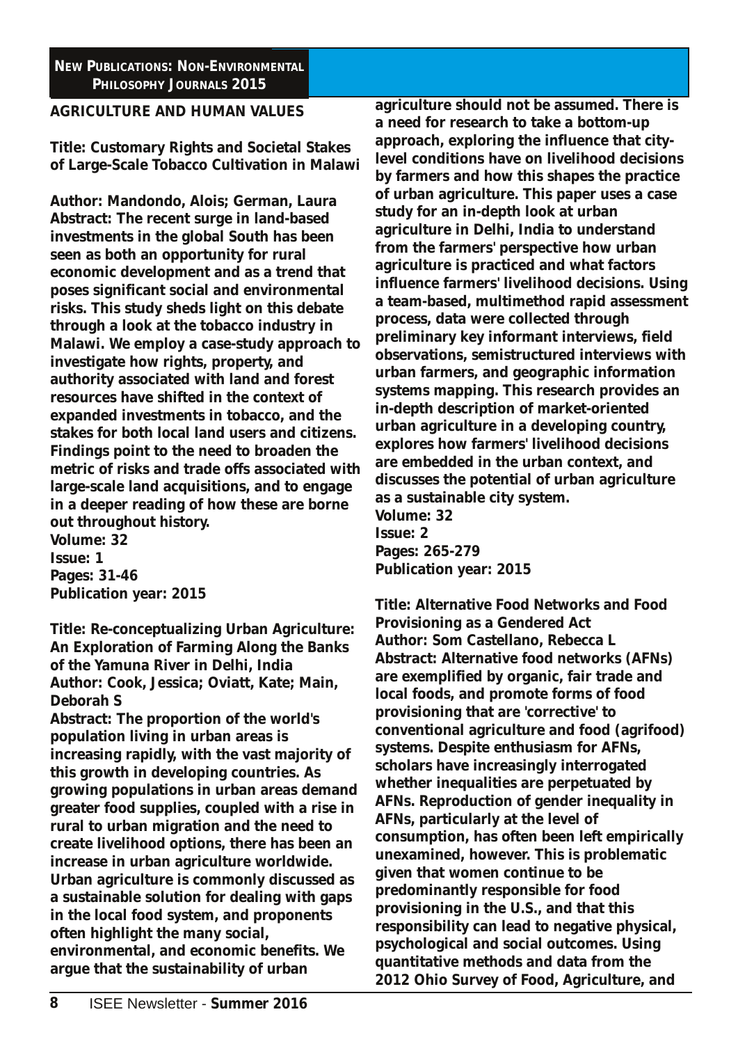## NEW PUBLICATIONS: NON-ENVIRONMENTAL PHILOSOPHY JOURNALS 2015

### AGRICULTURE AND HUMAN VALUES

**Title: Customary Rights and Societal Stakes of Large-Scale Tobacco Cultivation in Malawi**

**Author: Mandondo, Alois; German, Laura**
**Abstract: The recent surge in land-based investments in the global South has been seen as both an opportunity for rural economic development and as a trend that poses significant social and environmental risks. This study sheds light on this debate through a look at the tobacco industry in Malawi. We employ a case-study approach to investigate how rights, property, and authority associated with land and forest resources have shifted in the context of expanded investments in tobacco, and the stakes for both local land users and citizens. Findings point to the need to broaden the metric of risks and trade offs associated with large-scale land acquisitions, and to engage in a deeper reading of how these are borne out throughout history.**
**Volume: 32**
**Issue: 1**
**Pages: 31-46**
**Publication year: 2015**

**Title: Re-conceptualizing Urban Agriculture: An Exploration of Farming Along the Banks of the Yamuna River in Delhi, India**
**Author: Cook, Jessica; Oviatt, Kate; Main, Deborah S**
**Abstract: The proportion of the world's population living in urban areas is increasing rapidly, with the vast majority of this growth in developing countries. As growing populations in urban areas demand greater food supplies, coupled with a rise in rural to urban migration and the need to create livelihood options, there has been an increase in urban agriculture worldwide. Urban agriculture is commonly discussed as a sustainable solution for dealing with gaps in the local food system, and proponents often highlight the many social, environmental, and economic benefits. We argue that the sustainability of urban agriculture should not be assumed. There is a need for research to take a bottom-up approach, exploring the influence that city-level conditions have on livelihood decisions by farmers and how this shapes the practice of urban agriculture. This paper uses a case study for an in-depth look at urban agriculture in Delhi, India to understand from the farmers' perspective how urban agriculture is practiced and what factors influence farmers' livelihood decisions. Using a team-based, multimethod rapid assessment process, data were collected through preliminary key informant interviews, field observations, semistructured interviews with urban farmers, and geographic information systems mapping. This research provides an in-depth description of market-oriented urban agriculture in a developing country, explores how farmers' livelihood decisions are embedded in the urban context, and discusses the potential of urban agriculture as a sustainable city system.**
**Volume: 32**
**Issue: 2**
**Pages: 265-279**
**Publication year: 2015**

**Title: Alternative Food Networks and Food Provisioning as a Gendered Act**
**Author: Som Castellano, Rebecca L**
**Abstract: Alternative food networks (AFNs) are exemplified by organic, fair trade and local foods, and promote forms of food provisioning that are 'corrective' to conventional agriculture and food (agrifood) systems. Despite enthusiasm for AFNs, scholars have increasingly interrogated whether inequalities are perpetuated by AFNs. Reproduction of gender inequality in AFNs, particularly at the level of consumption, has often been left empirically unexamined, however. This is problematic given that women continue to be predominantly responsible for food provisioning in the U.S., and that this responsibility can lead to negative physical, psychological and social outcomes. Using quantitative methods and data from the 2012 Ohio Survey of Food, Agriculture, and**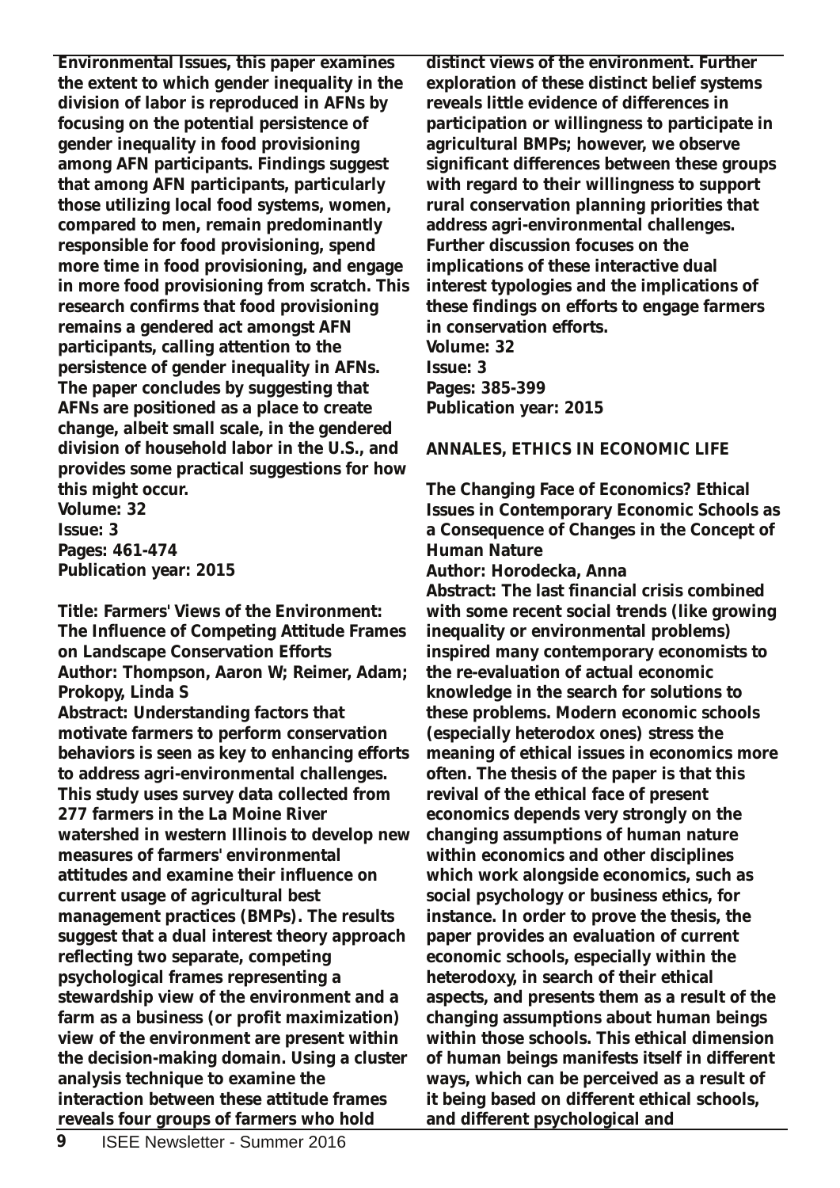**Environmental Issues, this paper examines the extent to which gender inequality in the division of labor is reproduced in AFNs by focusing on the potential persistence of gender inequality in food provisioning among AFN participants. Findings suggest that among AFN participants, particularly those utilizing local food systems, women, compared to men, remain predominantly responsible for food provisioning, spend more time in food provisioning, and engage in more food provisioning from scratch. This research confirms that food provisioning remains a gendered act amongst AFN participants, calling attention to the persistence of gender inequality in AFNs. The paper concludes by suggesting that AFNs are positioned as a place to create change, albeit small scale, in the gendered division of household labor in the U.S., and provides some practical suggestions for how this might occur.**
**Volume: 32**
**Issue: 3**
**Pages: 461-474**
**Publication year: 2015**

**Title: Farmers' Views of the Environment: The Influence of Competing Attitude Frames on Landscape Conservation Efforts**
**Author: Thompson, Aaron W; Reimer, Adam; Prokopy, Linda S**
**Abstract: Understanding factors that motivate farmers to perform conservation behaviors is seen as key to enhancing efforts to address agri-environmental challenges. This study uses survey data collected from 277 farmers in the La Moine River watershed in western Illinois to develop new measures of farmers' environmental attitudes and examine their influence on current usage of agricultural best management practices (BMPs). The results suggest that a dual interest theory approach reflecting two separate, competing psychological frames representing a stewardship view of the environment and a farm as a business (or profit maximization) view of the environment are present within the decision-making domain. Using a cluster analysis technique to examine the interaction between these attitude frames reveals four groups of farmers who hold distinct views of the environment. Further exploration of these distinct belief systems reveals little evidence of differences in participation or willingness to participate in agricultural BMPs; however, we observe significant differences between these groups with regard to their willingness to support rural conservation planning priorities that address agri-environmental challenges. Further discussion focuses on the implications of these interactive dual interest typologies and the implications of these findings on efforts to engage farmers in conservation efforts.**
**Volume: 32**
**Issue: 3**
**Pages: 385-399**
**Publication year: 2015**

## ANNALES, ETHICS IN ECONOMIC LIFE

**The Changing Face of Economics? Ethical Issues in Contemporary Economic Schools as a Consequence of Changes in the Concept of Human Nature**
**Author: Horodecka, Anna**
**Abstract: The last financial crisis combined with some recent social trends (like growing inequality or environmental problems) inspired many contemporary economists to the re-evaluation of actual economic knowledge in the search for solutions to these problems. Modern economic schools (especially heterodox ones) stress the meaning of ethical issues in economics more often. The thesis of the paper is that this revival of the ethical face of present economics depends very strongly on the changing assumptions of human nature within economics and other disciplines which work alongside economics, such as social psychology or business ethics, for instance. In order to prove the thesis, the paper provides an evaluation of current economic schools, especially within the heterodoxy, in search of their ethical aspects, and presents them as a result of the changing assumptions about human beings within those schools. This ethical dimension of human beings manifests itself in different ways, which can be perceived as a result of it being based on different ethical schools, and different psychological and**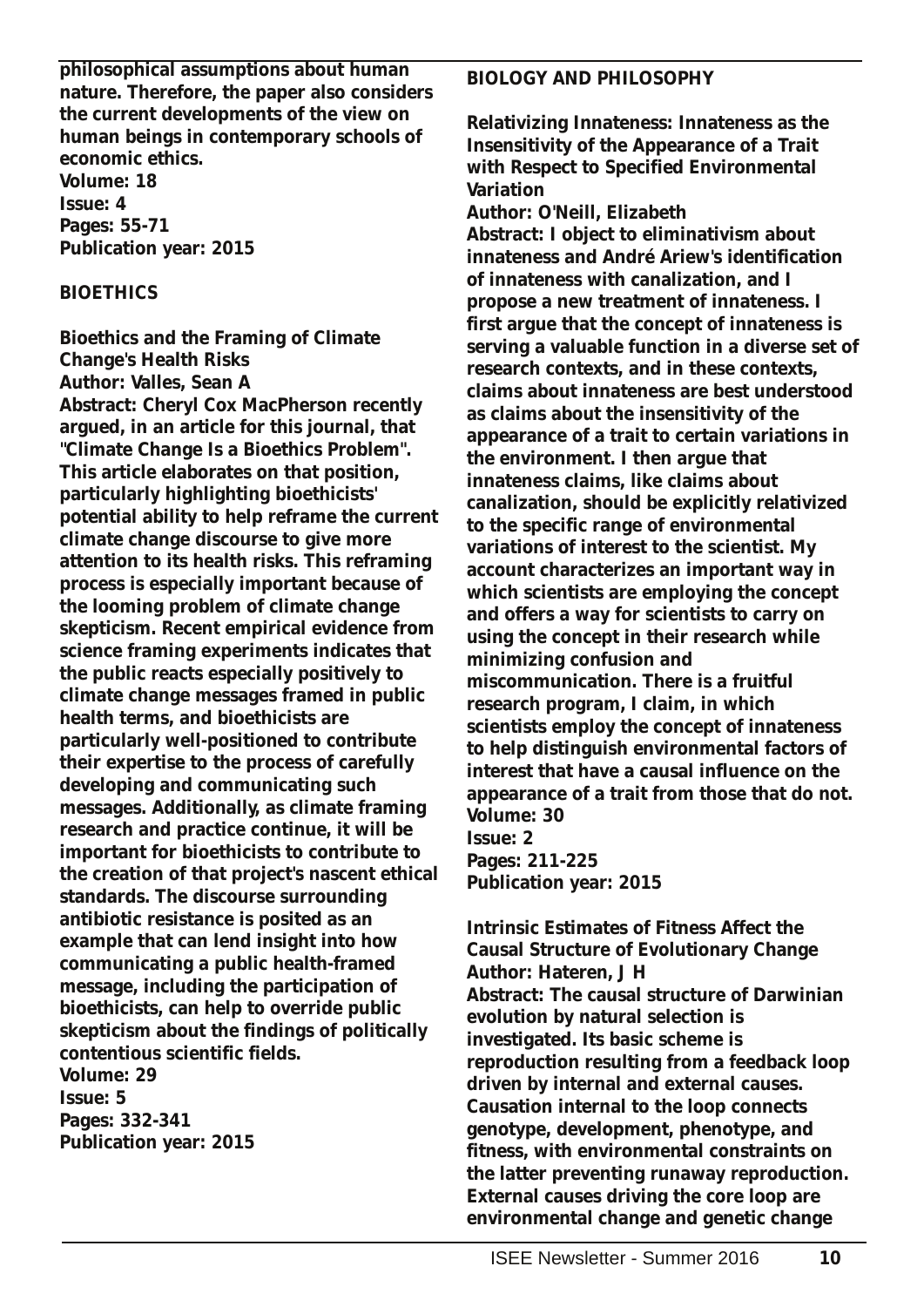philosophical assumptions about human nature. Therefore, the paper also considers the current developments of the view on human beings in contemporary schools of economic ethics.
Volume: 18
Issue: 4
Pages: 55-71
Publication year: 2015

## BIOETHICS

**Bioethics and the Framing of Climate Change's Health Risks**
Author: Valles, Sean A
Abstract: Cheryl Cox MacPherson recently argued, in an article for this journal, that "Climate Change Is a Bioethics Problem". This article elaborates on that position, particularly highlighting bioethicists' potential ability to help reframe the current climate change discourse to give more attention to its health risks. This reframing process is especially important because of the looming problem of climate change skepticism. Recent empirical evidence from science framing experiments indicates that the public reacts especially positively to climate change messages framed in public health terms, and bioethicists are particularly well-positioned to contribute their expertise to the process of carefully developing and communicating such messages. Additionally, as climate framing research and practice continue, it will be important for bioethicists to contribute to the creation of that project's nascent ethical standards. The discourse surrounding antibiotic resistance is posited as an example that can lend insight into how communicating a public health-framed message, including the participation of bioethicists, can help to override public skepticism about the findings of politically contentious scientific fields.
Volume: 29
Issue: 5
Pages: 332-341
Publication year: 2015

## BIOLOGY AND PHILOSOPHY

**Relativizing Innateness: Innateness as the Insensitivity of the Appearance of a Trait with Respect to Specified Environmental Variation**
Author: O'Neill, Elizabeth
Abstract: I object to eliminativism about innateness and André Ariew's identification of innateness with canalization, and I propose a new treatment of innateness. I first argue that the concept of innateness is serving a valuable function in a diverse set of research contexts, and in these contexts, claims about innateness are best understood as claims about the insensitivity of the appearance of a trait to certain variations in the environment. I then argue that innateness claims, like claims about canalization, should be explicitly relativized to the specific range of environmental variations of interest to the scientist. My account characterizes an important way in which scientists are employing the concept and offers a way for scientists to carry on using the concept in their research while minimizing confusion and miscommunication. There is a fruitful research program, I claim, in which scientists employ the concept of innateness to help distinguish environmental factors of interest that have a causal influence on the appearance of a trait from those that do not.
Volume: 30
Issue: 2
Pages: 211-225
Publication year: 2015

**Intrinsic Estimates of Fitness Affect the Causal Structure of Evolutionary Change**
Author: Hateren, J H
Abstract: The causal structure of Darwinian evolution by natural selection is investigated. Its basic scheme is reproduction resulting from a feedback loop driven by internal and external causes. Causation internal to the loop connects genotype, development, phenotype, and fitness, with environmental constraints on the latter preventing runaway reproduction. External causes driving the core loop are environmental change and genetic change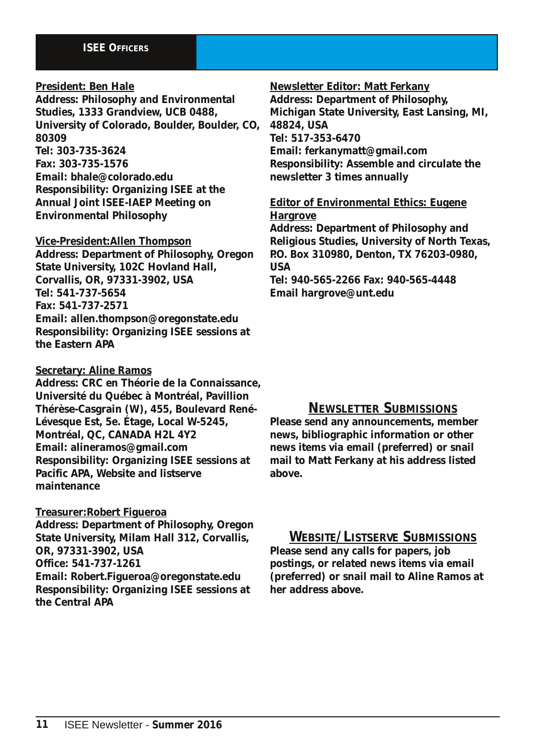## ISEE Officers

**President: Ben Hale**
**Address: Philosophy and Environmental Studies, 1333 Grandview, UCB 0488, University of Colorado, Boulder, Boulder, CO, 80309**
**Tel: 303-735-3624**
**Fax: 303-735-1576**
**Email: bhale@colorado.edu**
**Responsibility: Organizing ISEE at the Annual Joint ISEE-IAEP Meeting on Environmental Philosophy**

**Vice-President:Allen Thompson**
**Address: Department of Philosophy, Oregon State University, 102C Hovland Hall, Corvallis, OR, 97331-3902, USA**
**Tel: 541-737-5654**
**Fax: 541-737-2571**
**Email: allen.thompson@oregonstate.edu**
**Responsibility: Organizing ISEE sessions at the Eastern APA**

**Secretary: Aline Ramos**
**Address: CRC en Théorie de la Connaissance, Université du Québec à Montréal, Pavillion Thérèse-Casgrain (W), 455, Boulevard René-Lévesque Est, 5e. Étage, Local W-5245, Montréal, QC, CANADA H2L 4Y2**
**Email: alineramos@gmail.com**
**Responsibility: Organizing ISEE sessions at Pacific APA, Website and listserve maintenance**

**Treasurer:Robert Figueroa**
**Address: Department of Philosophy, Oregon State University, Milam Hall 312, Corvallis, OR, 97331-3902, USA**
**Office: 541-737-1261**
**Email: Robert.Figueroa@oregonstate.edu**
**Responsibility: Organizing ISEE sessions at the Central APA**

**Newsletter Editor: Matt Ferkany**
**Address: Department of Philosophy, Michigan State University, East Lansing, MI, 48824, USA**
**Tel: 517-353-6470**
**Email: ferkanymatt@gmail.com**
**Responsibility: Assemble and circulate the newsletter 3 times annually**

**Editor of Environmental Ethics: Eugene Hargrove**
**Address: Department of Philosophy and Religious Studies, University of North Texas, P.O. Box 310980, Denton, TX 76203-0980, USA**
**Tel: 940-565-2266 Fax: 940-565-4448**
**Email hargrove@unt.edu**

## Newsletter Submissions

**Please send any announcements, member news, bibliographic information or other news items via email (preferred) or snail mail to Matt Ferkany at his address listed above.**

## Website/Listserve Submissions

**Please send any calls for papers, job postings, or related news items via email (preferred) or snail mail to Aline Ramos at her address above.**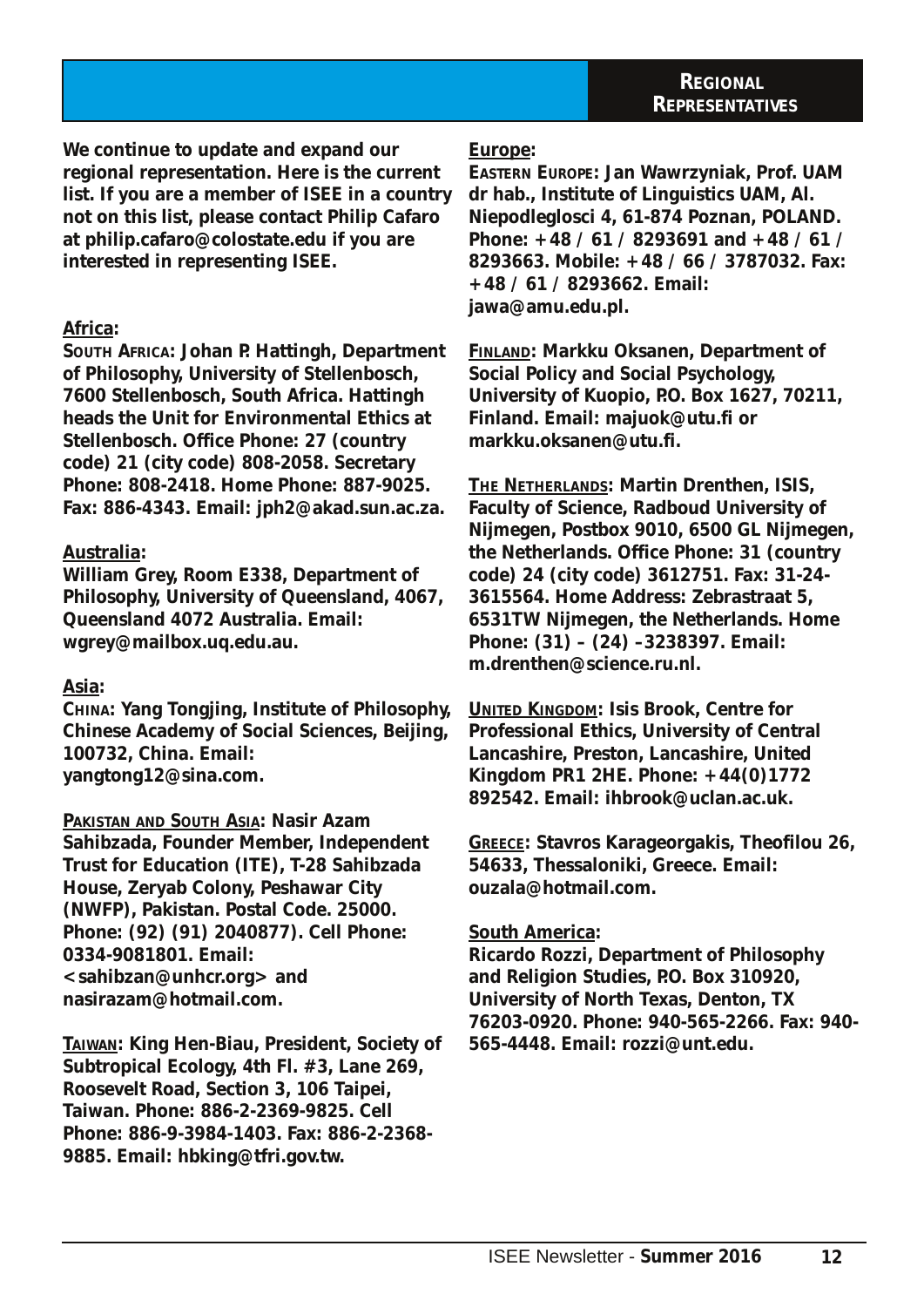# Regional Representatives

We continue to update and expand our regional representation. Here is the current list. If you are a member of ISEE in a country not on this list, please contact Philip Cafaro at philip.cafaro@colostate.edu if you are interested in representing ISEE.

## Africa:

**South Africa:** Johan P. Hattingh, Department of Philosophy, University of Stellenbosch, 7600 Stellenbosch, South Africa. Hattingh heads the Unit for Environmental Ethics at Stellenbosch. Office Phone: 27 (country code) 21 (city code) 808-2058. Secretary Phone: 808-2418. Home Phone: 887-9025. Fax: 886-4343. Email: jph2@akad.sun.ac.za.

## Australia:

William Grey, Room E338, Department of Philosophy, University of Queensland, 4067, Queensland 4072 Australia. Email: wgrey@mailbox.uq.edu.au.

## Asia:

**China:** Yang Tongjing, Institute of Philosophy, Chinese Academy of Social Sciences, Beijing, 100732, China. Email: yangtong12@sina.com.

**Pakistan and South Asia:** Nasir Azam Sahibzada, Founder Member, Independent Trust for Education (ITE), T-28 Sahibzada House, Zeryab Colony, Peshawar City (NWFP), Pakistan. Postal Code. 25000. Phone: (92) (91) 2040877). Cell Phone: 0334-9081801. Email: <sahibzan@unhcr.org> and nasirazam@hotmail.com.

**Taiwan:** King Hen-Biau, President, Society of Subtropical Ecology, 4th Fl. #3, Lane 269, Roosevelt Road, Section 3, 106 Taipei, Taiwan. Phone: 886-2-2369-9825. Cell Phone: 886-9-3984-1403. Fax: 886-2-2368-9885. Email: hbking@tfri.gov.tw.

## Europe:

**Eastern Europe:** Jan Wawrzyniak, Prof. UAM dr hab., Institute of Linguistics UAM, Al. Niepodleglosci 4, 61-874 Poznan, POLAND. Phone: +48 / 61 / 8293691 and +48 / 61 / 8293663. Mobile: +48 / 66 / 3787032. Fax: +48 / 61 / 8293662. Email: jawa@amu.edu.pl.

**Finland:** Markku Oksanen, Department of Social Policy and Social Psychology, University of Kuopio, P.O. Box 1627, 70211, Finland. Email: majuok@utu.fi or markku.oksanen@utu.fi.

**The Netherlands:** Martin Drenthen, ISIS, Faculty of Science, Radboud University of Nijmegen, Postbox 9010, 6500 GL Nijmegen, the Netherlands. Office Phone: 31 (country code) 24 (city code) 3612751. Fax: 31-24-3615564. Home Address: Zebrastraat 5, 6531TW Nijmegen, the Netherlands. Home Phone: (31) – (24) –3238397. Email: m.drenthen@science.ru.nl.

**United Kingdom:** Isis Brook, Centre for Professional Ethics, University of Central Lancashire, Preston, Lancashire, United Kingdom PR1 2HE. Phone: +44(0)1772 892542. Email: ihbrook@uclan.ac.uk.

**Greece:** Stavros Karageorgakis, Theofilou 26, 54633, Thessaloniki, Greece. Email: ouzala@hotmail.com.

## South America:

Ricardo Rozzi, Department of Philosophy and Religion Studies, P.O. Box 310920, University of North Texas, Denton, TX 76203-0920. Phone: 940-565-2266. Fax: 940-565-4448. Email: rozzi@unt.edu.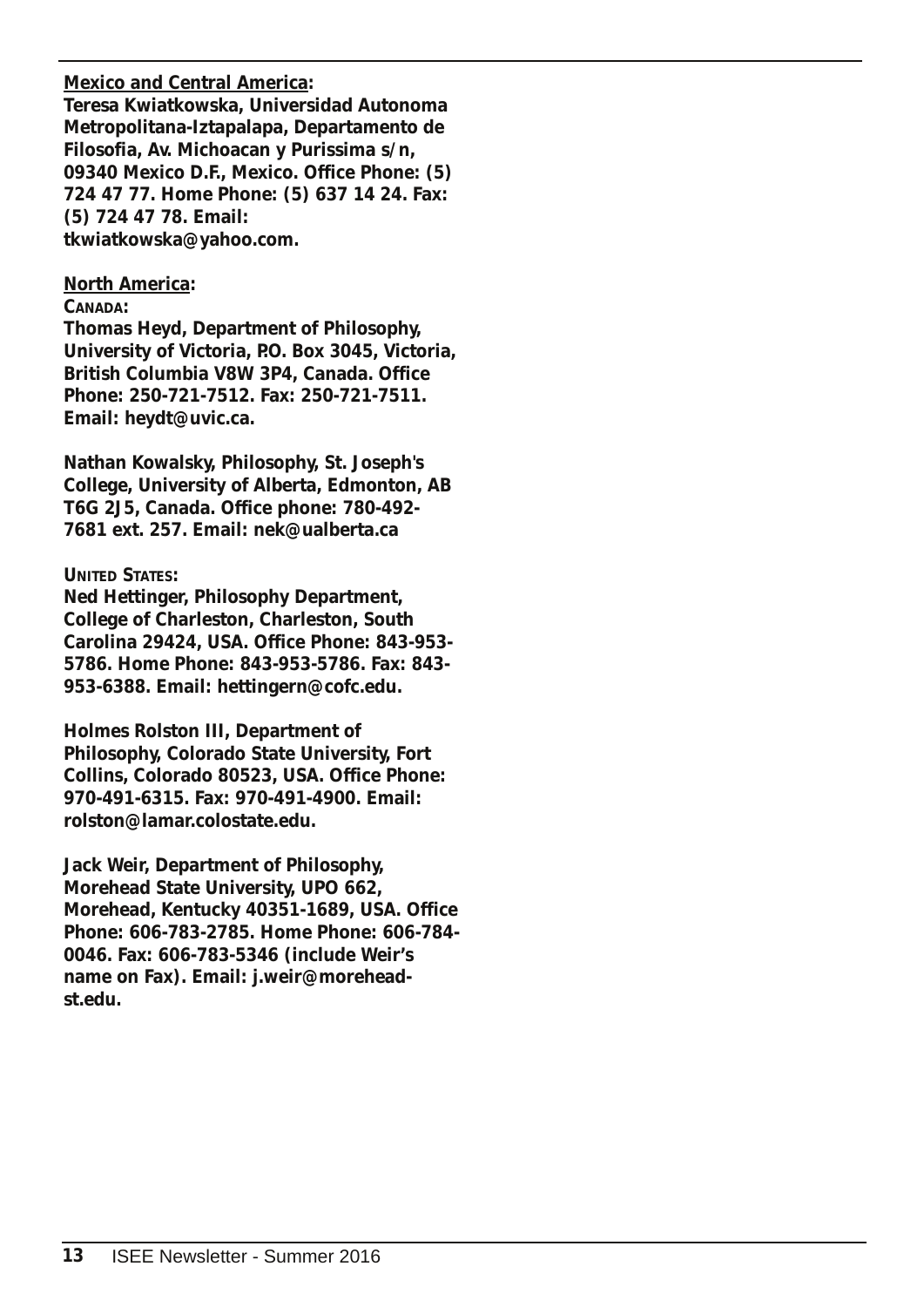**<u>Mexico and Central America</u>:**
**Teresa Kwiatkowska, Universidad Autonoma Metropolitana-Iztapalapa, Departamento de Filosofia, Av. Michoacan y Purissima s/n, 09340 Mexico D.F., Mexico. Office Phone: (5) 724 47 77. Home Phone: (5) 637 14 24. Fax: (5) 724 47 78. Email: tkwiatkowska@yahoo.com.**

**<u>North America</u>:**

**CANADA:**

**Thomas Heyd, Department of Philosophy, University of Victoria, P.O. Box 3045, Victoria, British Columbia V8W 3P4, Canada. Office Phone: 250-721-7512. Fax: 250-721-7511. Email: heydt@uvic.ca.**

**Nathan Kowalsky, Philosophy, St. Joseph's College, University of Alberta, Edmonton, AB T6G 2J5, Canada. Office phone: 780-492-7681 ext. 257. Email: nek@ualberta.ca**

**UNITED STATES:**

**Ned Hettinger, Philosophy Department, College of Charleston, Charleston, South Carolina 29424, USA. Office Phone: 843-953-5786. Home Phone: 843-953-5786. Fax: 843-953-6388. Email: hettingern@cofc.edu.**

**Holmes Rolston III, Department of Philosophy, Colorado State University, Fort Collins, Colorado 80523, USA. Office Phone: 970-491-6315. Fax: 970-491-4900. Email: rolston@lamar.colostate.edu.**

**Jack Weir, Department of Philosophy, Morehead State University, UPO 662, Morehead, Kentucky 40351-1689, USA. Office Phone: 606-783-2785. Home Phone: 606-784-0046. Fax: 606-783-5346 (include Weir's name on Fax). Email: j.weir@morehead-st.edu.**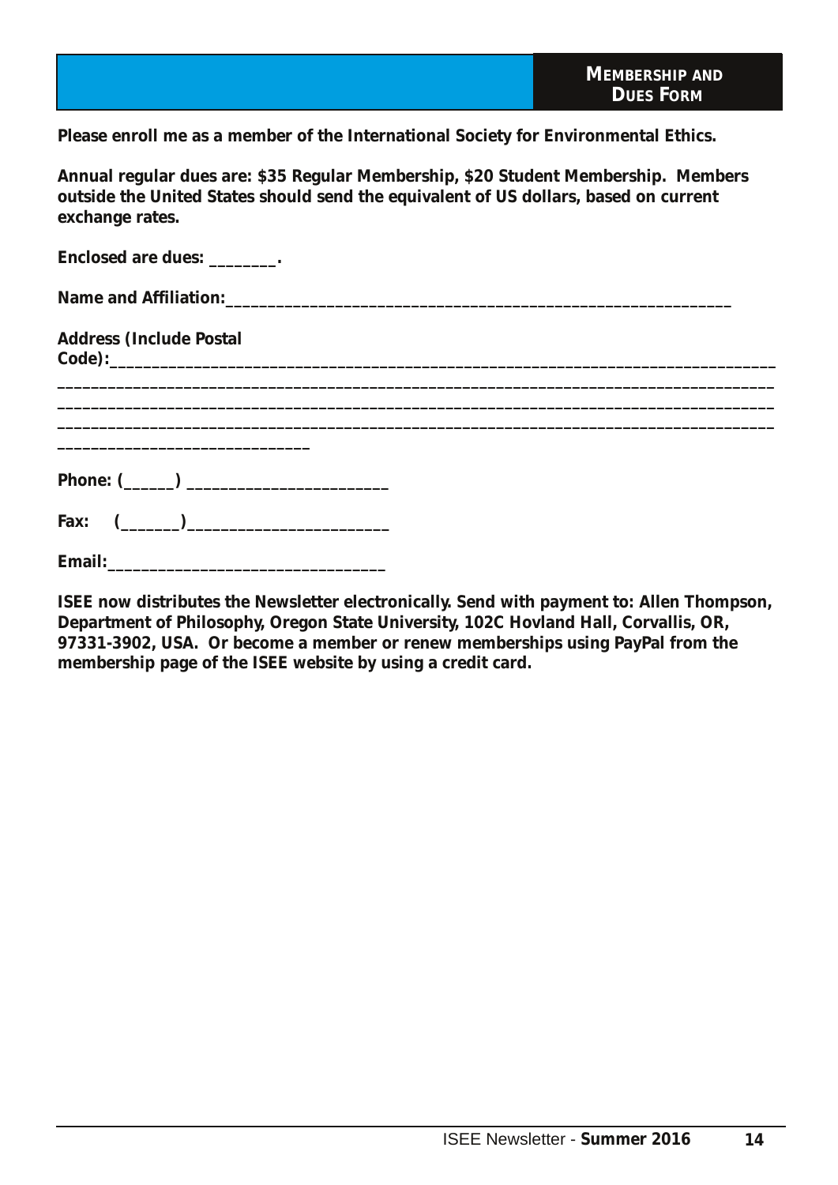## Membership and Dues Form

**Please enroll me as a member of the International Society for Environmental Ethics.**

**Annual regular dues are: $35 Regular Membership, $20 Student Membership. Members outside the United States should send the equivalent of US dollars, based on current exchange rates.**

**Enclosed are dues: ________.**

**Name and Affiliation:____________________________________________________________**

**Address (Include Postal Code):______________________________________________________________________________**

______________________________________________________________________________________

______________________________________________________________________________________

______________________________________________________________________________________

______________________________

**Phone: (______) ______________________**

**Fax: (_______)______________________**

**Email:________________________________**

**ISEE now distributes the Newsletter electronically. Send with payment to: Allen Thompson, Department of Philosophy, Oregon State University, 102C Hovland Hall, Corvallis, OR, 97331-3902, USA. Or become a member or renew memberships using PayPal from the membership page of the ISEE website by using a credit card.**